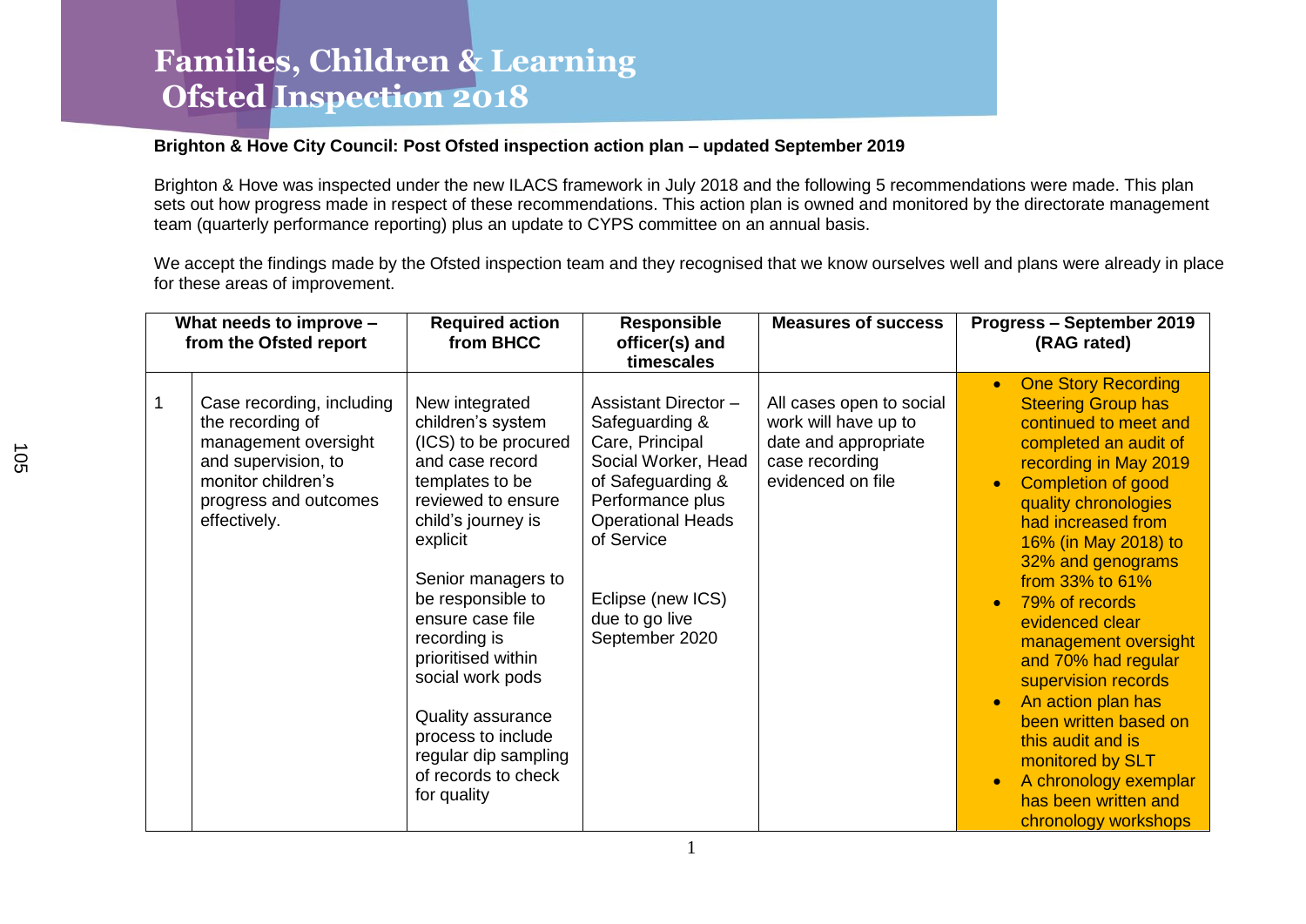# Families, Children & Learning
# Ofsted Inspection 2018

**Brighton & Hove City Council: Post Ofsted inspection action plan – updated September 2019**

Brighton & Hove was inspected under the new ILACS framework in July 2018 and the following 5 recommendations were made. This plan sets out how progress made in respect of these recommendations. This action plan is owned and monitored by the directorate management team (quarterly performance reporting) plus an update to CYPS committee on an annual basis.

We accept the findings made by the Ofsted inspection team and they recognised that we know ourselves well and plans were already in place for these areas of improvement.

| What needs to improve – from the Ofsted report | | Required action from BHCC | Responsible officer(s) and timescales | Measures of success | Progress – September 2019 (RAG rated) |
|---|---|---|---|---|---|
| 1 | Case recording, including the recording of management oversight and supervision, to monitor children's progress and outcomes effectively. | New integrated children's system (ICS) to be procured and case record templates to be reviewed to ensure child's journey is explicit<br><br>Senior managers to be responsible to ensure case file recording is prioritised within social work pods<br><br>Quality assurance process to include regular dip sampling of records to check for quality | Assistant Director – Safeguarding & Care, Principal Social Worker, Head of Safeguarding & Performance plus Operational Heads of Service<br><br>Eclipse (new ICS) due to go live September 2020 | All cases open to social work will have up to date and appropriate case recording evidenced on file | • One Story Recording Steering Group has continued to meet and completed an audit of recording in May 2019<br>• Completion of good quality chronologies had increased from 16% (in May 2018) to 32% and genograms from 33% to 61%<br>• 79% of records evidenced clear management oversight and 70% had regular supervision records<br>• An action plan has been written based on this audit and is monitored by SLT<br>• A chronology exemplar has been written and chronology workshops |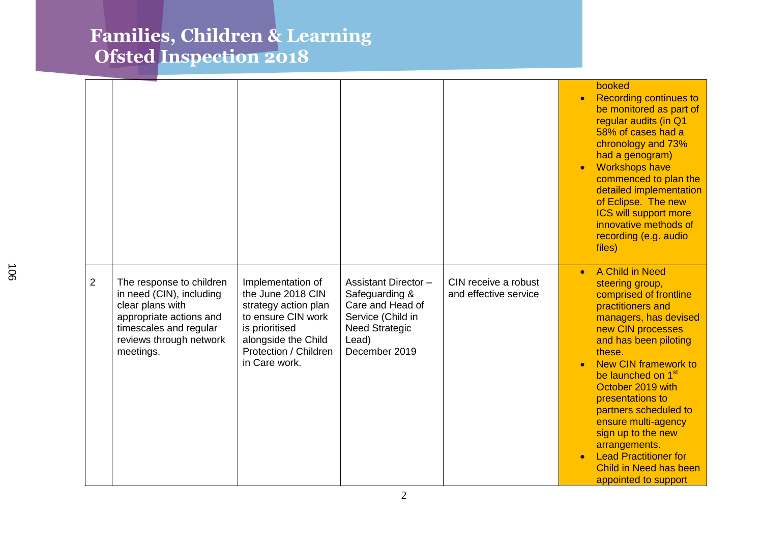# Families, Children & Learning Ofsted Inspection 2018

| | | | | | |
|---|---|---|---|---|---|
| | | | | | booked<br>• Recording continues to be monitored as part of regular audits (in Q1 58% of cases had a chronology and 73% had a genogram)<br>• Workshops have commenced to plan the detailed implementation of Eclipse. The new ICS will support more innovative methods of recording (e.g. audio files) |
| 2 | The response to children in need (CIN), including clear plans with appropriate actions and timescales and regular reviews through network meetings. | Implementation of the June 2018 CIN strategy action plan to ensure CIN work is prioritised alongside the Child Protection / Children in Care work. | Assistant Director – Safeguarding & Care and Head of Service (Child in Need Strategic Lead)<br>December 2019 | CIN receive a robust and effective service | • A Child in Need steering group, comprised of frontline practitioners and managers, has devised new CIN processes and has been piloting these.<br>• New CIN framework to be launched on 1st October 2019 with presentations to partners scheduled to ensure multi-agency sign up to the new arrangements.<br>• Lead Practitioner for Child in Need has been appointed to support |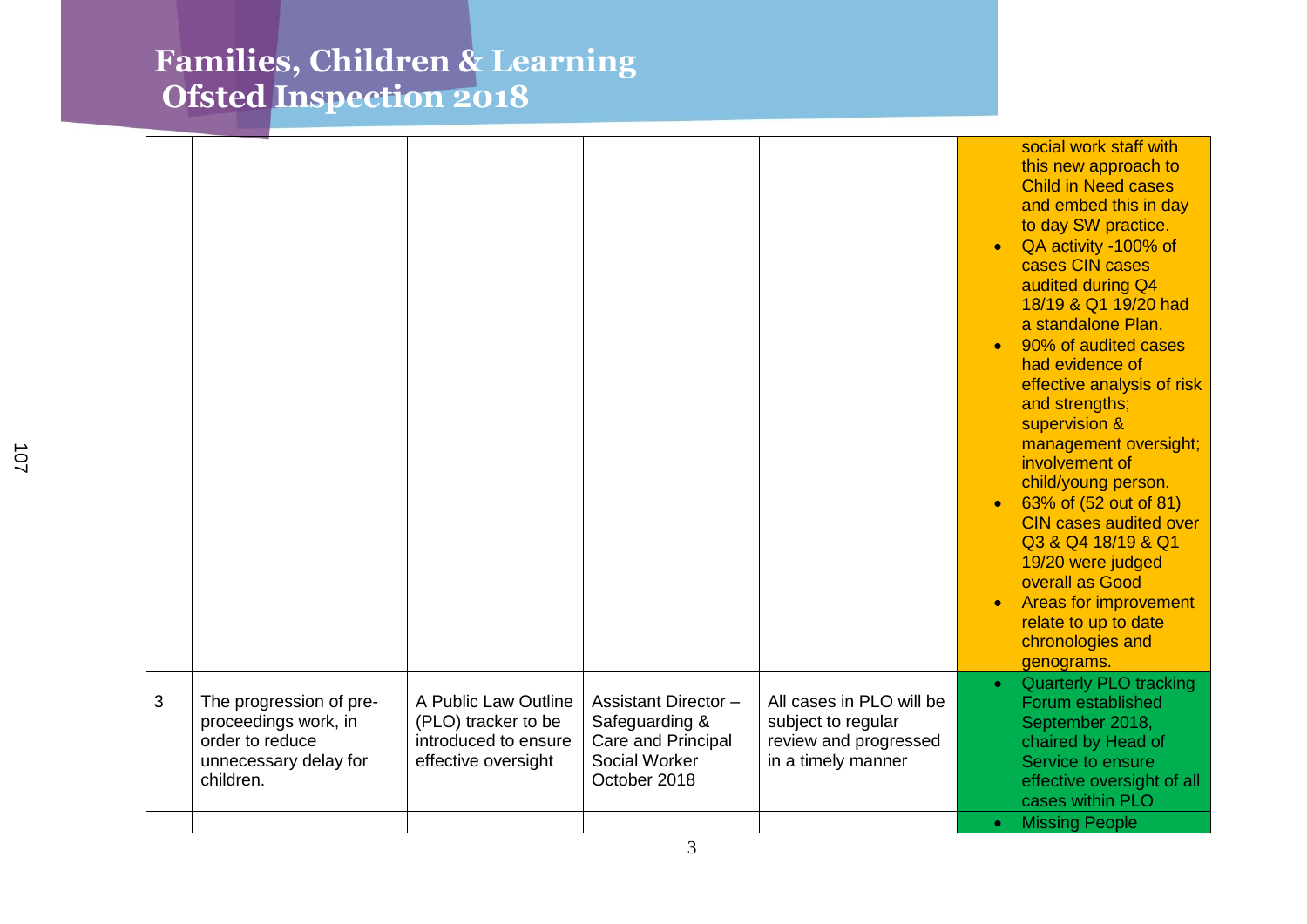# Families, Children & Learning Ofsted Inspection 2018

| | | | | | |
|---|---|---|---|---|---|
| | | | | | social work staff with this new approach to Child in Need cases and embed this in day to day SW practice.<br>• QA activity -100% of cases CIN cases audited during Q4 18/19 & Q1 19/20 had a standalone Plan.<br>• 90% of audited cases had evidence of effective analysis of risk and strengths; supervision & management oversight; involvement of child/young person.<br>• 63% of (52 out of 81) CIN cases audited over Q3 & Q4 18/19 & Q1 19/20 were judged overall as Good<br>• Areas for improvement relate to up to date chronologies and genograms. |
| 3 | The progression of pre-proceedings work, in order to reduce unnecessary delay for children. | A Public Law Outline (PLO) tracker to be introduced to ensure effective oversight | Assistant Director – Safeguarding & Care and Principal Social Worker October 2018 | All cases in PLO will be subject to regular review and progressed in a timely manner | • Quarterly PLO tracking Forum established September 2018, chaired by Head of Service to ensure effective oversight of all cases within PLO |
| | | | | | • Missing People |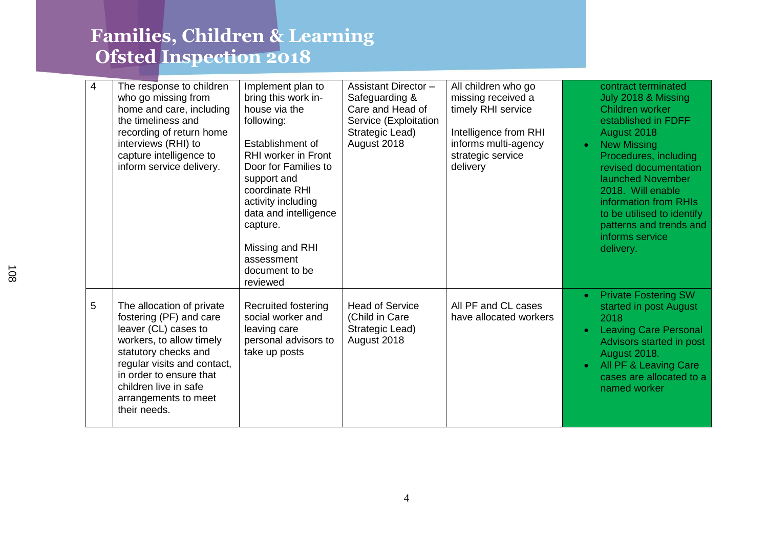# Families, Children & Learning
# Ofsted Inspection 2018

| | | | | | |
|---|---|---|---|---|---|
| 4 | The response to children who go missing from home and care, including the timeliness and recording of return home interviews (RHI) to capture intelligence to inform service delivery. | Implement plan to bring this work in-house via the following:<br><br>Establishment of RHI worker in Front Door for Families to support and coordinate RHI activity including data and intelligence capture.<br><br>Missing and RHI assessment document to be reviewed | Assistant Director – Safeguarding & Care and Head of Service (Exploitation Strategic Lead) August 2018 | All children who go missing received a timely RHI service<br><br>Intelligence from RHI informs multi-agency strategic service delivery | contract terminated July 2018 & Missing Children worker established in FDFF August 2018<br>• New Missing Procedures, including revised documentation launched November 2018. Will enable information from RHIs to be utilised to identify patterns and trends and informs service delivery. |
| 5 | The allocation of private fostering (PF) and care leaver (CL) cases to workers, to allow timely statutory checks and regular visits and contact, in order to ensure that children live in safe arrangements to meet their needs. | Recruited fostering social worker and leaving care personal advisors to take up posts | Head of Service (Child in Care Strategic Lead) August 2018 | All PF and CL cases have allocated workers | • Private Fostering SW started in post August 2018<br>• Leaving Care Personal Advisors started in post August 2018.<br>• All PF & Leaving Care cases are allocated to a named worker |